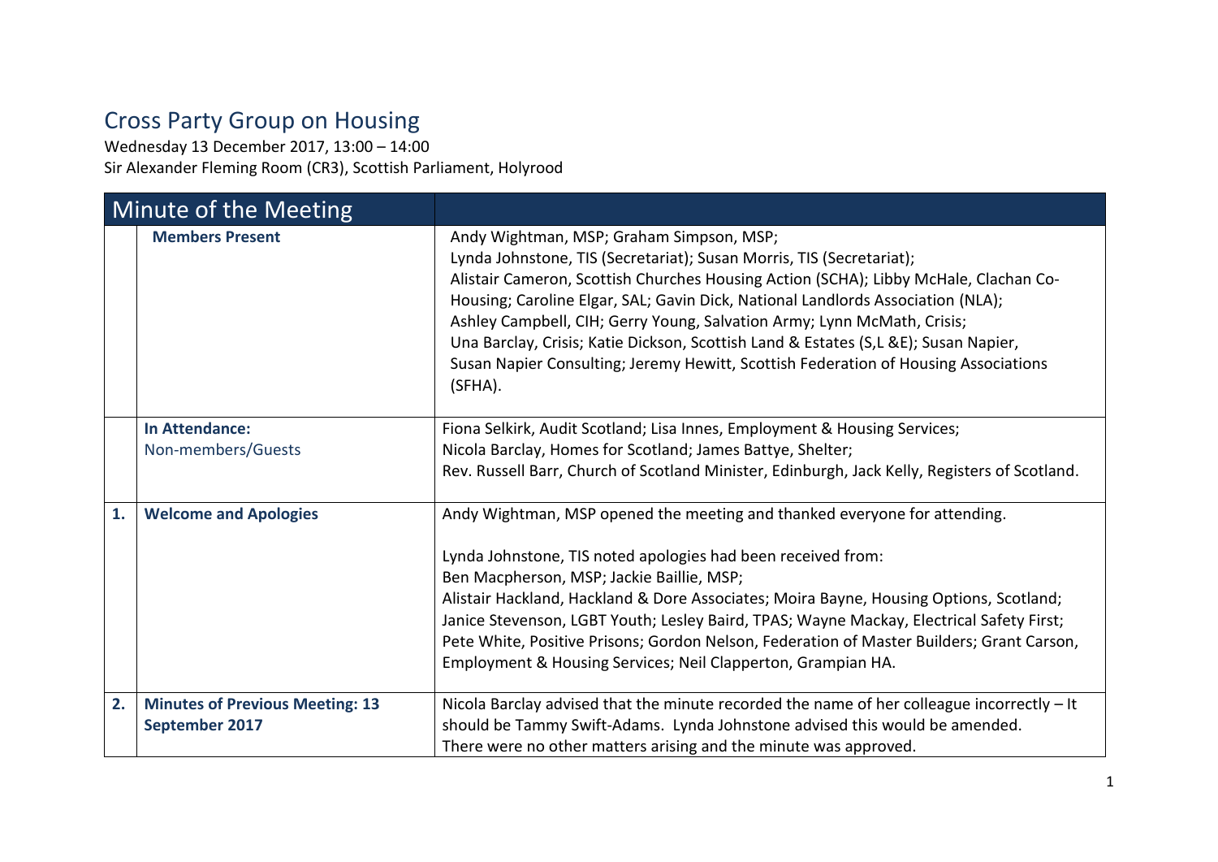# Cross Party Group on Housing

Wednesday 13 December 2017, 13:00 – 14:00
Sir Alexander Fleming Room (CR3), Scottish Parliament, Holyrood

| Minute of the Meeting | | |
|---|---|---|
| | **Members Present** | Andy Wightman, MSP; Graham Simpson, MSP;<br>Lynda Johnstone, TIS (Secretariat); Susan Morris, TIS (Secretariat);<br>Alistair Cameron, Scottish Churches Housing Action (SCHA); Libby McHale, Clachan Co-Housing; Caroline Elgar, SAL; Gavin Dick, National Landlords Association (NLA);<br>Ashley Campbell, CIH; Gerry Young, Salvation Army; Lynn McMath, Crisis;<br>Una Barclay, Crisis; Katie Dickson, Scottish Land & Estates (S,L &E); Susan Napier, Susan Napier Consulting; Jeremy Hewitt, Scottish Federation of Housing Associations (SFHA). |
| | **In Attendance:**<br>Non-members/Guests | Fiona Selkirk, Audit Scotland; Lisa Innes, Employment & Housing Services;<br>Nicola Barclay, Homes for Scotland; James Battye, Shelter;<br>Rev. Russell Barr, Church of Scotland Minister, Edinburgh, Jack Kelly, Registers of Scotland. |
| **1.** | **Welcome and Apologies** | Andy Wightman, MSP opened the meeting and thanked everyone for attending.<br><br>Lynda Johnstone, TIS noted apologies had been received from:<br>Ben Macpherson, MSP; Jackie Baillie, MSP;<br>Alistair Hackland, Hackland & Dore Associates; Moira Bayne, Housing Options, Scotland; Janice Stevenson, LGBT Youth; Lesley Baird, TPAS; Wayne Mackay, Electrical Safety First; Pete White, Positive Prisons; Gordon Nelson, Federation of Master Builders; Grant Carson, Employment & Housing Services; Neil Clapperton, Grampian HA. |
| **2.** | **Minutes of Previous Meeting: 13 September 2017** | Nicola Barclay advised that the minute recorded the name of her colleague incorrectly – It should be Tammy Swift-Adams. Lynda Johnstone advised this would be amended.<br>There were no other matters arising and the minute was approved. |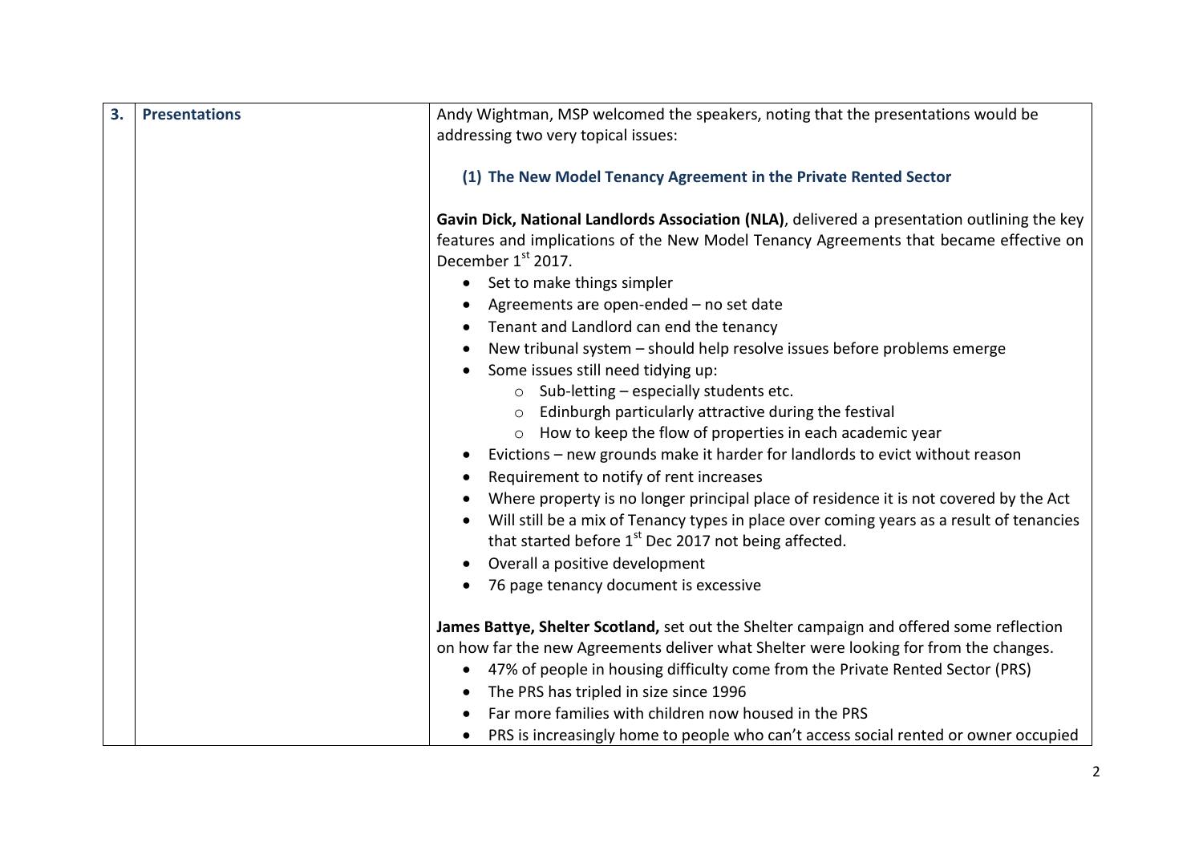| 3. | Presentations | Andy Wightman, MSP welcomed the speakers, noting that the presentations would be addressing two very topical issues: |
|---|---|---|

### (1) The New Model Tenancy Agreement in the Private Rented Sector

**Gavin Dick, National Landlords Association (NLA)**, delivered a presentation outlining the key features and implications of the New Model Tenancy Agreements that became effective on December 1st 2017.

- Set to make things simpler
- Agreements are open-ended – no set date
- Tenant and Landlord can end the tenancy
- New tribunal system – should help resolve issues before problems emerge
- Some issues still need tidying up:
  - Sub-letting – especially students etc.
  - Edinburgh particularly attractive during the festival
  - How to keep the flow of properties in each academic year
- Evictions – new grounds make it harder for landlords to evict without reason
- Requirement to notify of rent increases
- Where property is no longer principal place of residence it is not covered by the Act
- Will still be a mix of Tenancy types in place over coming years as a result of tenancies that started before 1st Dec 2017 not being affected.
- Overall a positive development
- 76 page tenancy document is excessive

**James Battye, Shelter Scotland,** set out the Shelter campaign and offered some reflection on how far the new Agreements deliver what Shelter were looking for from the changes.

- 47% of people in housing difficulty come from the Private Rented Sector (PRS)
- The PRS has tripled in size since 1996
- Far more families with children now housed in the PRS
- PRS is increasingly home to people who can't access social rented or owner occupied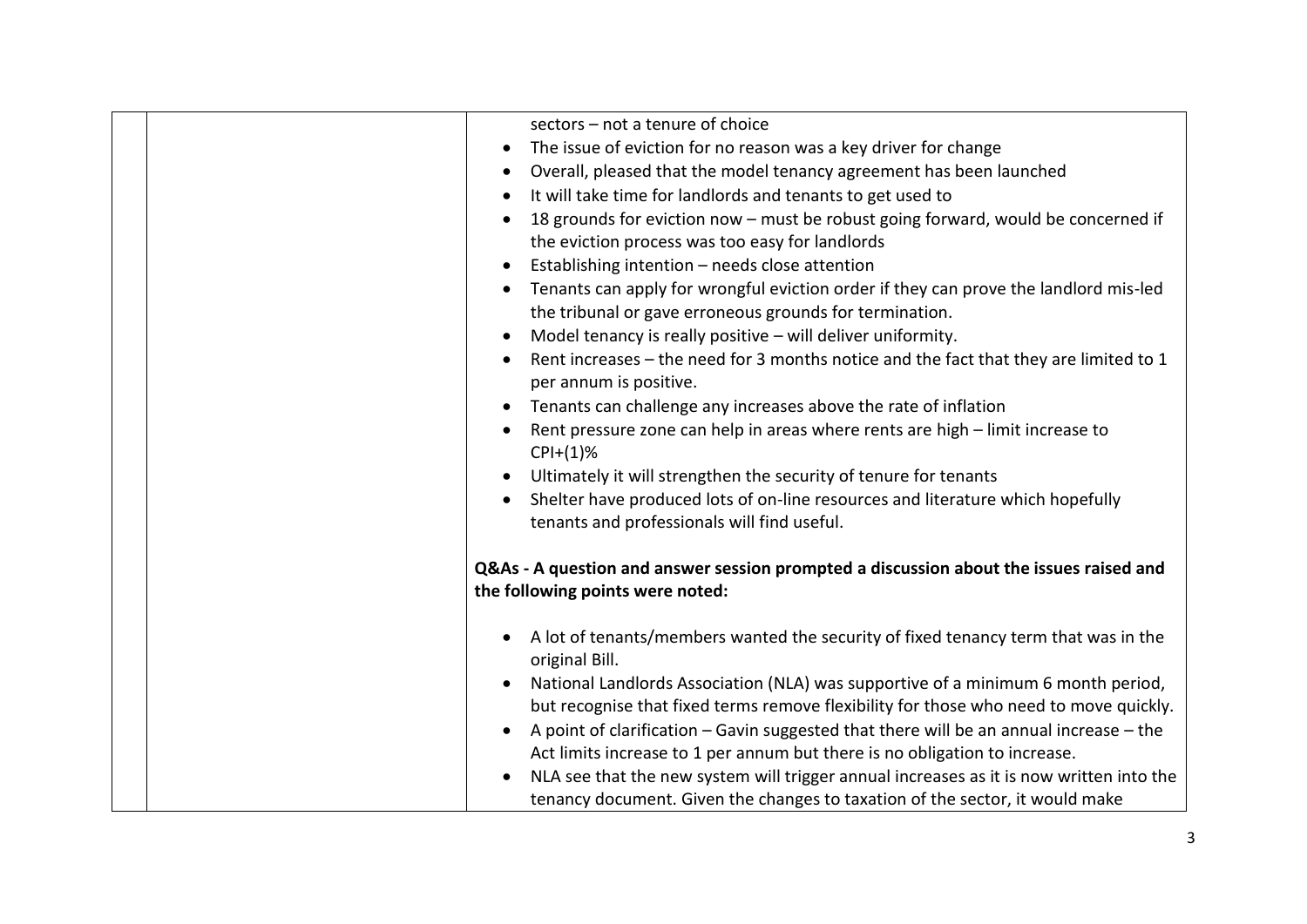| | | sectors – not a tenure of choice<br>• The issue of eviction for no reason was a key driver for change<br>• Overall, pleased that the model tenancy agreement has been launched<br>• It will take time for landlords and tenants to get used to<br>• 18 grounds for eviction now – must be robust going forward, would be concerned if the eviction process was too easy for landlords<br>• Establishing intention – needs close attention<br>• Tenants can apply for wrongful eviction order if they can prove the landlord mis-led the tribunal or gave erroneous grounds for termination.<br>• Model tenancy is really positive – will deliver uniformity.<br>• Rent increases – the need for 3 months notice and the fact that they are limited to 1 per annum is positive.<br>• Tenants can challenge any increases above the rate of inflation<br>• Rent pressure zone can help in areas where rents are high – limit increase to CPI+(1)%<br>• Ultimately it will strengthen the security of tenure for tenants<br>• Shelter have produced lots of on-line resources and literature which hopefully tenants and professionals will find useful.<br><br>**Q&As - A question and answer session prompted a discussion about the issues raised and the following points were noted:**<br><br>• A lot of tenants/members wanted the security of fixed tenancy term that was in the original Bill.<br>• National Landlords Association (NLA) was supportive of a minimum 6 month period, but recognise that fixed terms remove flexibility for those who need to move quickly.<br>• A point of clarification – Gavin suggested that there will be an annual increase – the Act limits increase to 1 per annum but there is no obligation to increase.<br>• NLA see that the new system will trigger annual increases as it is now written into the tenancy document. Given the changes to taxation of the sector, it would make |
|---|---|---|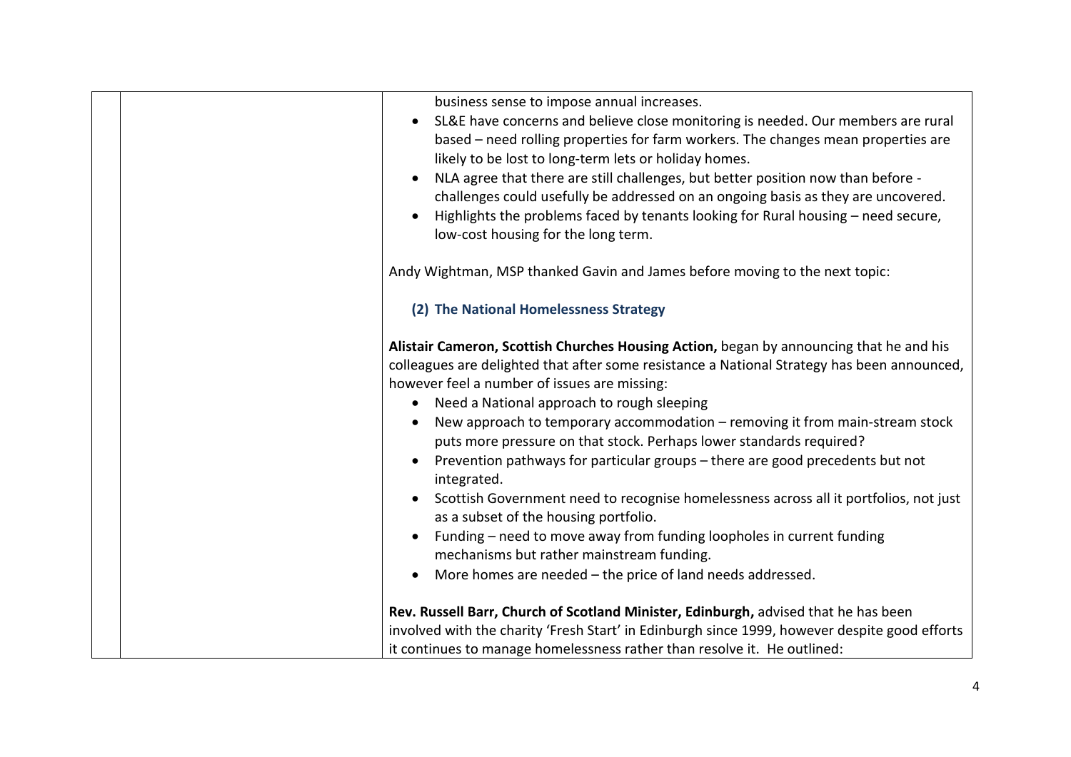business sense to impose annual increases.

- SL&E have concerns and believe close monitoring is needed. Our members are rural based – need rolling properties for farm workers. The changes mean properties are likely to be lost to long-term lets or holiday homes.
- NLA agree that there are still challenges, but better position now than before - challenges could usefully be addressed on an ongoing basis as they are uncovered.
- Highlights the problems faced by tenants looking for Rural housing – need secure, low-cost housing for the long term.

Andy Wightman, MSP thanked Gavin and James before moving to the next topic:

### (2) The National Homelessness Strategy

**Alistair Cameron, Scottish Churches Housing Action,** began by announcing that he and his colleagues are delighted that after some resistance a National Strategy has been announced, however feel a number of issues are missing:

- Need a National approach to rough sleeping
- New approach to temporary accommodation – removing it from main-stream stock puts more pressure on that stock. Perhaps lower standards required?
- Prevention pathways for particular groups – there are good precedents but not integrated.
- Scottish Government need to recognise homelessness across all it portfolios, not just as a subset of the housing portfolio.
- Funding – need to move away from funding loopholes in current funding mechanisms but rather mainstream funding.
- More homes are needed – the price of land needs addressed.

**Rev. Russell Barr, Church of Scotland Minister, Edinburgh,** advised that he has been involved with the charity 'Fresh Start' in Edinburgh since 1999, however despite good efforts it continues to manage homelessness rather than resolve it. He outlined: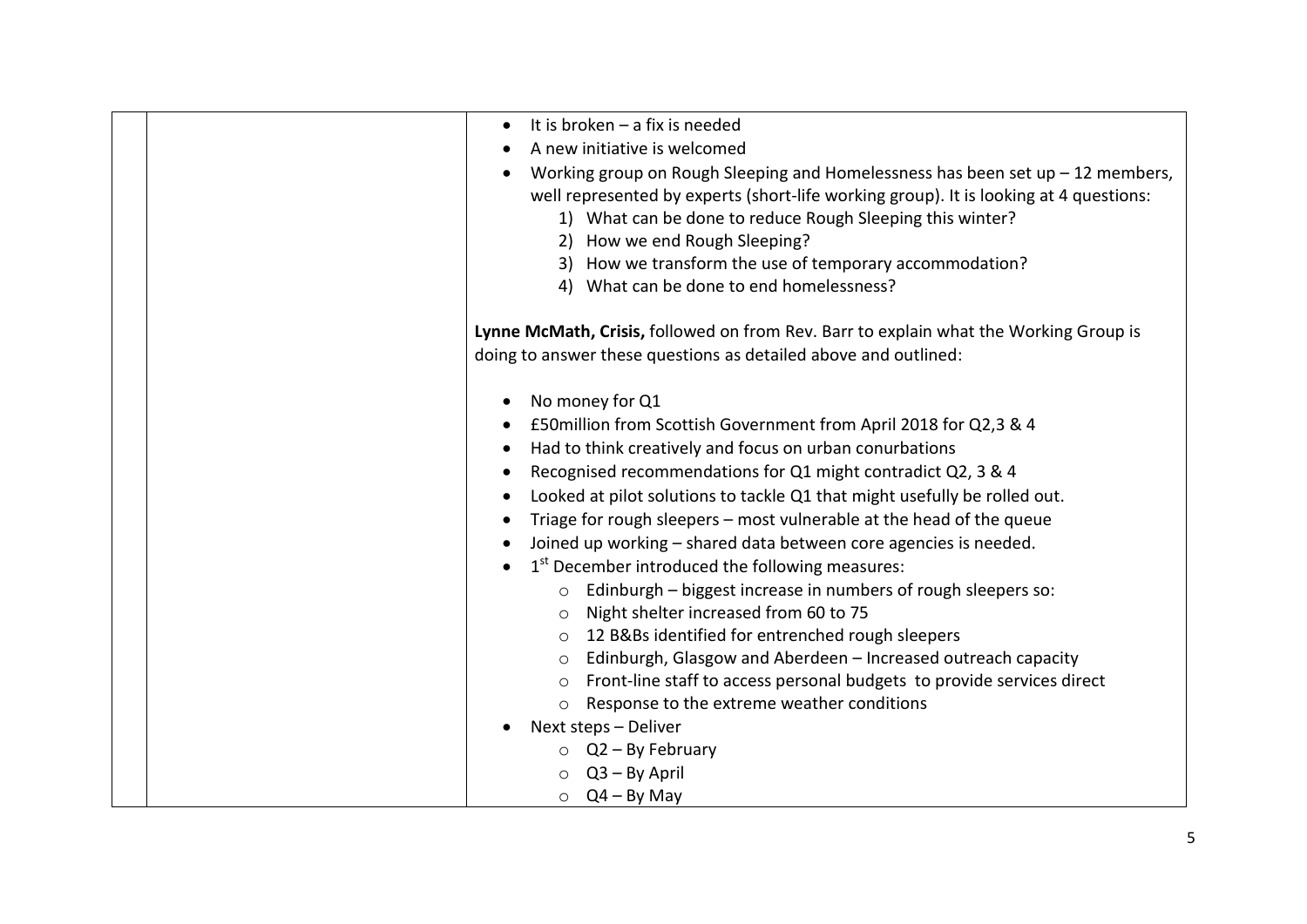| | | |
|---|---|---|
| | | <ul><li>It is broken – a fix is needed</li><li>A new initiative is welcomed</li><li>Working group on Rough Sleeping and Homelessness has been set up – 12 members, well represented by experts (short-life working group). It is looking at 4 questions:<br>1) What can be done to reduce Rough Sleeping this winter?<br>2) How we end Rough Sleeping?<br>3) How we transform the use of temporary accommodation?<br>4) What can be done to end homelessness?</li></ul>**Lynne McMath, Crisis,** followed on from Rev. Barr to explain what the Working Group is doing to answer these questions as detailed above and outlined:<ul><li>No money for Q1</li><li>£50million from Scottish Government from April 2018 for Q2,3 & 4</li><li>Had to think creatively and focus on urban conurbations</li><li>Recognised recommendations for Q1 might contradict Q2, 3 & 4</li><li>Looked at pilot solutions to tackle Q1 that might usefully be rolled out.</li><li>Triage for rough sleepers – most vulnerable at the head of the queue</li><li>Joined up working – shared data between core agencies is needed.</li><li>1st December introduced the following measures:<ul><li>Edinburgh – biggest increase in numbers of rough sleepers so:</li><li>Night shelter increased from 60 to 75</li><li>12 B&Bs identified for entrenched rough sleepers</li><li>Edinburgh, Glasgow and Aberdeen – Increased outreach capacity</li><li>Front-line staff to access personal budgets to provide services direct</li><li>Response to the extreme weather conditions</li></ul></li><li>Next steps – Deliver<ul><li>Q2 – By February</li><li>Q3 – By April</li><li>Q4 – By May</li></ul></li></ul> |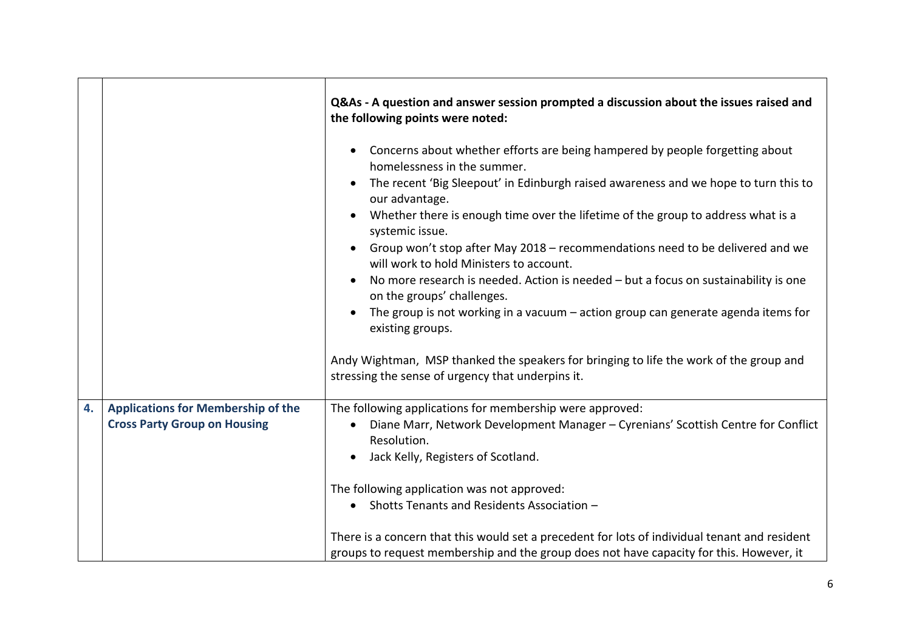| | | |
|---|---|---|
| | | **Q&As - A question and answer session prompted a discussion about the issues raised and the following points were noted:**<br><br>• Concerns about whether efforts are being hampered by people forgetting about homelessness in the summer.<br>• The recent 'Big Sleepout' in Edinburgh raised awareness and we hope to turn this to our advantage.<br>• Whether there is enough time over the lifetime of the group to address what is a systemic issue.<br>• Group won't stop after May 2018 – recommendations need to be delivered and we will work to hold Ministers to account.<br>• No more research is needed. Action is needed – but a focus on sustainability is one on the groups' challenges.<br>• The group is not working in a vacuum – action group can generate agenda items for existing groups.<br><br>Andy Wightman, MSP thanked the speakers for bringing to life the work of the group and stressing the sense of urgency that underpins it. |
| **4.** | **Applications for Membership of the Cross Party Group on Housing** | The following applications for membership were approved:<br>• Diane Marr, Network Development Manager – Cyrenians' Scottish Centre for Conflict Resolution.<br>• Jack Kelly, Registers of Scotland.<br><br>The following application was not approved:<br>• Shotts Tenants and Residents Association –<br><br>There is a concern that this would set a precedent for lots of individual tenant and resident groups to request membership and the group does not have capacity for this. However, it |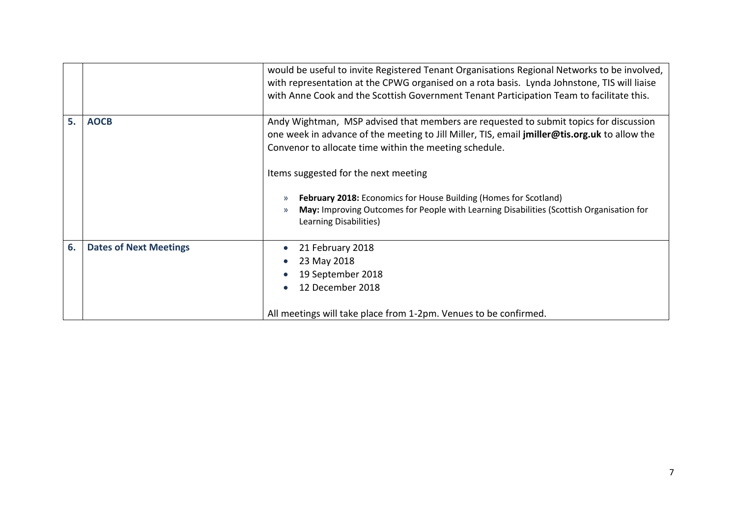| | | |
|---|---|---|
| | | would be useful to invite Registered Tenant Organisations Regional Networks to be involved, with representation at the CPWG organised on a rota basis. Lynda Johnstone, TIS will liaise with Anne Cook and the Scottish Government Tenant Participation Team to facilitate this. |
| **5.** | **AOCB** | Andy Wightman, MSP advised that members are requested to submit topics for discussion one week in advance of the meeting to Jill Miller, TIS, email **jmiller@tis.org.uk** to allow the Convenor to allocate time within the meeting schedule.<br><br>Items suggested for the next meeting<br><br>» **February 2018:** Economics for House Building (Homes for Scotland)<br>» **May:** Improving Outcomes for People with Learning Disabilities (Scottish Organisation for Learning Disabilities) |
| **6.** | **Dates of Next Meetings** | • 21 February 2018<br>• 23 May 2018<br>• 19 September 2018<br>• 12 December 2018<br><br>All meetings will take place from 1-2pm. Venues to be confirmed. |